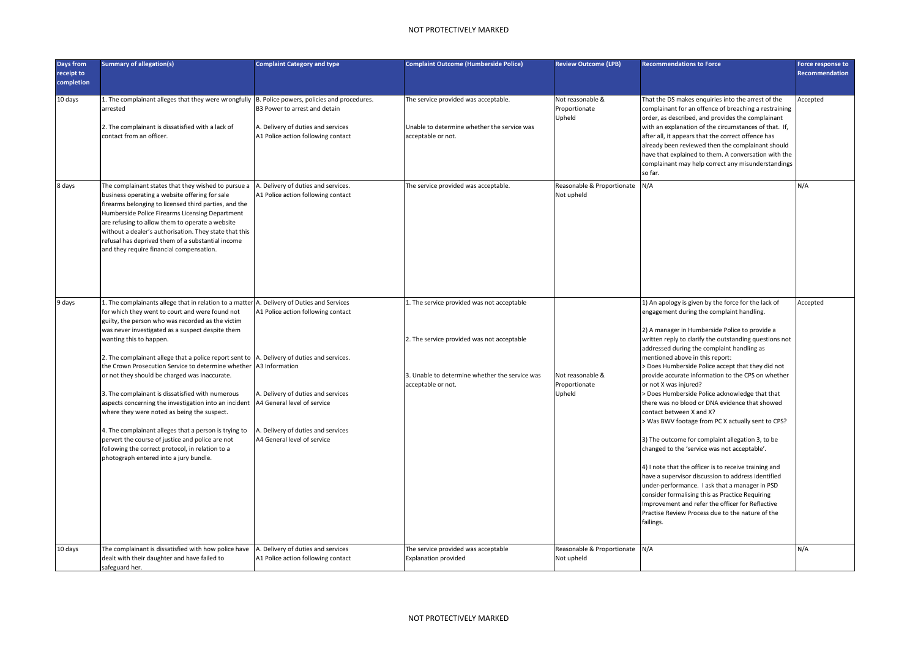| Days from receipt to completion | Summary of allegation(s) | Complaint Category and type | Complaint Outcome (Humberside Police) | Review Outcome (LPB) | Recommendations to Force | Force response to Recommendation |
|---|---|---|---|---|---|---|
| 10 days | 1. The complainant alleges that they were wrongfully arrested<br><br>2. The complainant is dissatisfied with a lack of contact from an officer. | B. Police powers, policies and procedures.<br>B3 Power to arrest and detain<br><br>A. Delivery of duties and services<br>A1 Police action following contact | The service provided was acceptable.<br><br>Unable to determine whether the service was acceptable or not. | Not reasonable & Proportionate<br>Upheld | That the DS makes enquiries into the arrest of the complainant for an offence of breaching a restraining order, as described, and provides the complainant with an explanation of the circumstances of that. If, after all, it appears that the correct offence has already been reviewed then the complainant should have that explained to them. A conversation with the complainant may help correct any misunderstandings so far. | Accepted |
| 8 days | The complainant states that they wished to pursue a business operating a website offering for sale firearms belonging to licensed third parties, and the Humberside Police Firearms Licensing Department are refusing to allow them to operate a website without a dealer's authorisation. They state that this refusal has deprived them of a substantial income and they require financial compensation. | A. Delivery of duties and services.<br>A1 Police action following contact | The service provided was acceptable. | Reasonable & Proportionate<br>Not upheld | N/A | N/A |
| 9 days | 1. The complainants allege that in relation to a matter for which they went to court and were found not guilty, the person who was recorded as the victim was never investigated as a suspect despite them wanting this to happen.<br><br>2. The complainant allege that a police report sent to the Crown Prosecution Service to determine whether or not they should be charged was inaccurate.<br><br>3. The complainant is dissatisfied with numerous aspects concerning the investigation into an incident where they were noted as being the suspect.<br><br>4. The complainant alleges that a person is trying to pervert the course of justice and police are not following the correct protocol, in relation to a photograph entered into a jury bundle. | A. Delivery of Duties and Services<br>A1 Police action following contact<br><br>A. Delivery of duties and services.<br>A3 Information<br><br>A. Delivery of duties and services<br>A4 General level of service<br><br>A. Delivery of duties and services<br>A4 General level of service | 1. The service provided was not acceptable<br><br>2. The service provided was not acceptable<br><br>3. Unable to determine whether the service was acceptable or not. | Not reasonable & Proportionate<br>Upheld | 1) An apology is given by the force for the lack of engagement during the complaint handling.<br><br>2) A manager in Humberside Police to provide a written reply to clarify the outstanding questions not addressed during the complaint handling as mentioned above in this report:<br>> Does Humberside Police accept that they did not provide accurate information to the CPS on whether or not X was injured?<br>> Does Humberside Police acknowledge that that there was no blood or DNA evidence that showed contact between X and X?<br>> Was BWV footage from PC X actually sent to CPS?<br><br>3) The outcome for complaint allegation 3, to be changed to the 'service was not acceptable'.<br><br>4) I note that the officer is to receive training and have a supervisor discussion to address identified under-performance. I ask that a manager in PSD consider formalising this as Practice Requiring Improvement and refer the officer for Reflective Practise Review Process due to the nature of the failings. | Accepted |
| 10 days | The complainant is dissatisfied with how police have dealt with their daughter and have failed to safeguard her. | A. Delivery of duties and services<br>A1 Police action following contact | The service provided was acceptable<br>Explanation provided | Reasonable & Proportionate<br>Not upheld | N/A | N/A |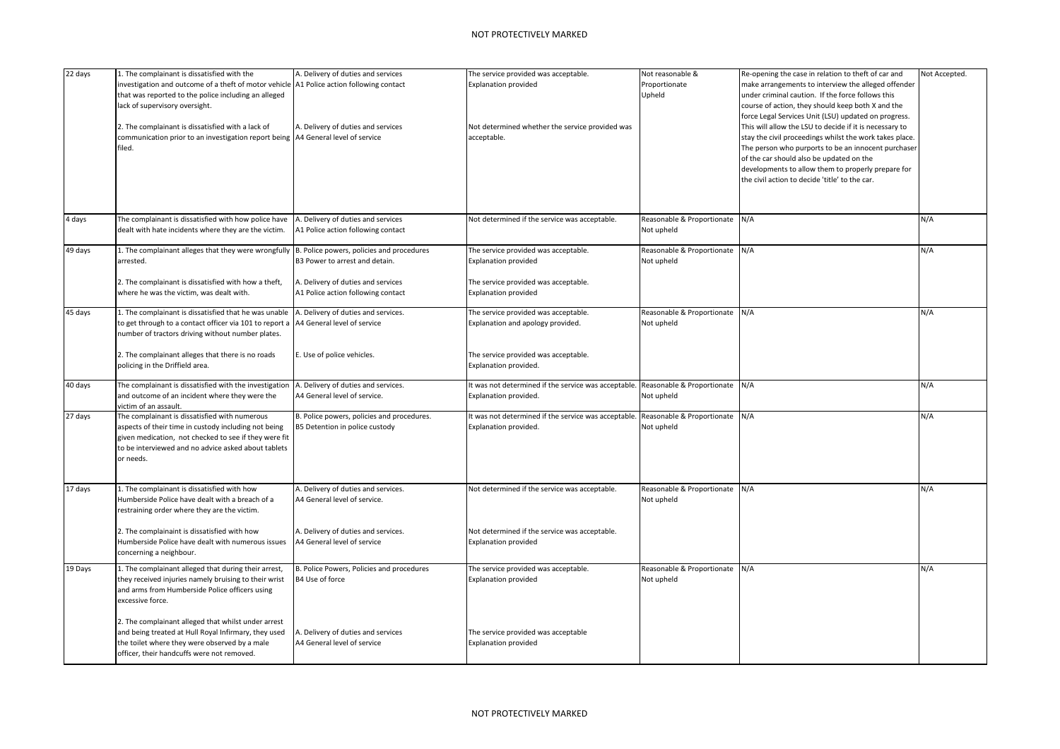| | | | | | | |
|---|---|---|---|---|---|---|
| 22 days | 1. The complainant is dissatisfied with the investigation and outcome of a theft of motor vehicle that was reported to the police including an alleged lack of supervisory oversight.<br><br>2. The complainant is dissatisfied with a lack of communication prior to an investigation report being filed. | A. Delivery of duties and services<br>A1 Police action following contact<br><br>A. Delivery of duties and services<br>A4 General level of service | The service provided was acceptable.<br>Explanation provided<br><br>Not determined whether the service provided was acceptable. | Not reasonable & Proportionate<br>Upheld | Re-opening the case in relation to theft of car and make arrangements to interview the alleged offender under criminal caution. If the force follows this course of action, they should keep both X and the force Legal Services Unit (LSU) updated on progress. This will allow the LSU to decide if it is necessary to stay the civil proceedings whilst the work takes place. The person who purports to be an innocent purchaser of the car should also be updated on the developments to allow them to properly prepare for the civil action to decide 'title' to the car. | Not Accepted. |
| 4 days | The complainant is dissatisfied with how police have dealt with hate incidents where they are the victim. | A. Delivery of duties and services<br>A1 Police action following contact | Not determined if the service was acceptable. | Reasonable & Proportionate<br>Not upheld | N/A | N/A |
| 49 days | 1. The complainant alleges that they were wrongfully arrested.<br><br>2. The complainant is dissatisfied with how a theft, where he was the victim, was dealt with. | B. Police powers, policies and procedures<br>B3 Power to arrest and detain.<br><br>A. Delivery of duties and services<br>A1 Police action following contact | The service provided was acceptable.<br>Explanation provided<br><br>The service provided was acceptable.<br>Explanation provided | Reasonable & Proportionate<br>Not upheld | N/A | N/A |
| 45 days | 1. The complainant is dissatisfied that he was unable to get through to a contact officer via 101 to report a number of tractors driving without number plates.<br><br>2. The complainant alleges that there is no roads policing in the Driffield area. | A. Delivery of duties and services.<br>A4 General level of service<br><br>E. Use of police vehicles. | The service provided was acceptable.<br>Explanation and apology provided.<br><br>The service provided was acceptable.<br>Explanation provided. | Reasonable & Proportionate<br>Not upheld | N/A | N/A |
| 40 days | The complainant is dissatisfied with the investigation and outcome of an incident where they were the victim of an assault. | A. Delivery of duties and services.<br>A4 General level of service. | It was not determined if the service was acceptable.<br>Explanation provided. | Reasonable & Proportionate<br>Not upheld | N/A | N/A |
| 27 days | The complainant is dissatisfied with numerous aspects of their time in custody including not being given medication, not checked to see if they were fit to be interviewed and no advice asked about tablets or needs. | B. Police powers, policies and procedures.<br>B5 Detention in police custody | It was not determined if the service was acceptable.<br>Explanation provided. | Reasonable & Proportionate<br>Not upheld | N/A | N/A |
| 17 days | 1. The complainant is dissatisfied with how Humberside Police have dealt with a breach of a restraining order where they are the victim.<br><br>2. The complainaint is dissatisfied with how Humberside Police have dealt with numerous issues concerning a neighbour. | A. Delivery of duties and services.<br>A4 General level of service.<br><br>A. Delivery of duties and services.<br>A4 General level of service | Not determined if the service was acceptable.<br><br>Not determined if the service was acceptable.<br>Explanation provided | Reasonable & Proportionate<br>Not upheld | N/A | N/A |
| 19 Days | 1. The complainant alleged that during their arrest, they received injuries namely bruising to their wrist and arms from Humberside Police officers using excessive force.<br><br>2. The complainant alleged that whilst under arrest and being treated at Hull Royal Infirmary, they used the toilet where they were observed by a male officer, their handcuffs were not removed. | B. Police Powers, Policies and procedures<br>B4 Use of force<br><br>A. Delivery of duties and services<br>A4 General level of service | The service provided was acceptable.<br>Explanation provided<br><br>The service provided was acceptable<br>Explanation provided | Reasonable & Proportionate<br>Not upheld | N/A | N/A |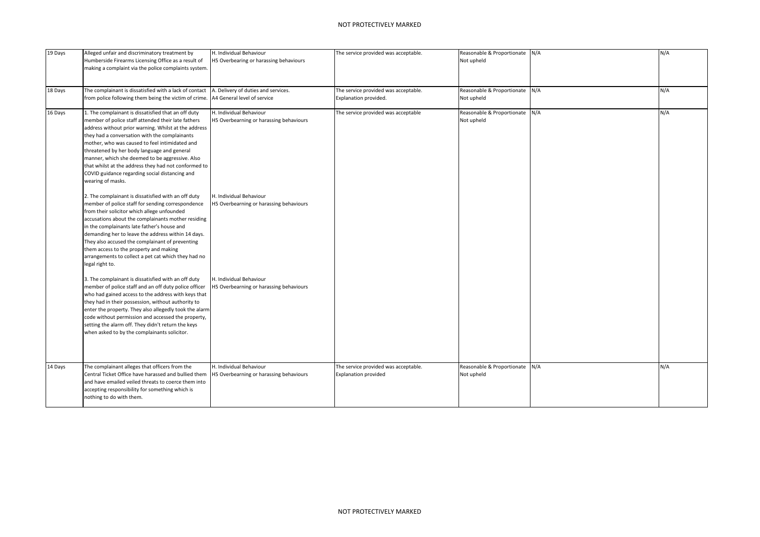| | | | | | | |
|---|---|---|---|---|---|---|
| 19 Days | Alleged unfair and discriminatory treatment by Humberside Firearms Licensing Office as a result of making a complaint via the police complaints system. | H. Individual Behaviour<br>H5 Overbearing or harassing behaviours | The service provided was acceptable. | Reasonable & Proportionate<br>Not upheld | N/A | N/A |
| 18 Days | The complainant is dissatisfied with a lack of contact from police following them being the victim of crime. | A. Delivery of duties and services.<br>A4 General level of service | The service provided was acceptable.<br>Explanation provided. | Reasonable & Proportionate<br>Not upheld | N/A | N/A |
| 16 Days | 1. The complainant is dissatisfied that an off duty member of police staff attended their late fathers address without prior warning. Whilst at the address they had a conversation with the complainants mother, who was caused to feel intimidated and threatened by her body language and general manner, which she deemed to be aggressive. Also that whilst at the address they had not conformed to COVID guidance regarding social distancing and wearing of masks.<br><br>2. The complainant is dissatisfied with an off duty member of police staff for sending correspondence from their solicitor which allege unfounded accusations about the complainants mother residing in the complainants late father's house and demanding her to leave the address within 14 days. They also accused the complainant of preventing them access to the property and making arrangements to collect a pet cat which they had no legal right to.<br><br>3. The complainant is dissatisfied with an off duty member of police staff and an off duty police officer who had gained access to the address with keys that they had in their possession, without authority to enter the property. They also allegedly took the alarm code without permission and accessed the property, setting the alarm off. They didn't return the keys when asked to by the complainants solicitor. | H. Individual Behaviour<br>H5 Overbearning or harassing behaviours<br><br>H. Individual Behaviour<br>H5 Overbearning or harassing behaviours<br><br>H. Individual Behaviour<br>H5 Overbearning or harassing behaviours | The service provided was acceptable | Reasonable & Proportionate<br>Not upheld | N/A | N/A |
| 14 Days | The complainant alleges that officers from the Central Ticket Office have harassed and bullied them and have emailed veiled threats to coerce them into accepting responsibility for something which is nothing to do with them. | H. Individual Behaviour<br>H5 Overbearning or harassing behaviours | The service provided was acceptable.<br>Explanation provided | Reasonable & Proportionate<br>Not upheld | N/A | N/A |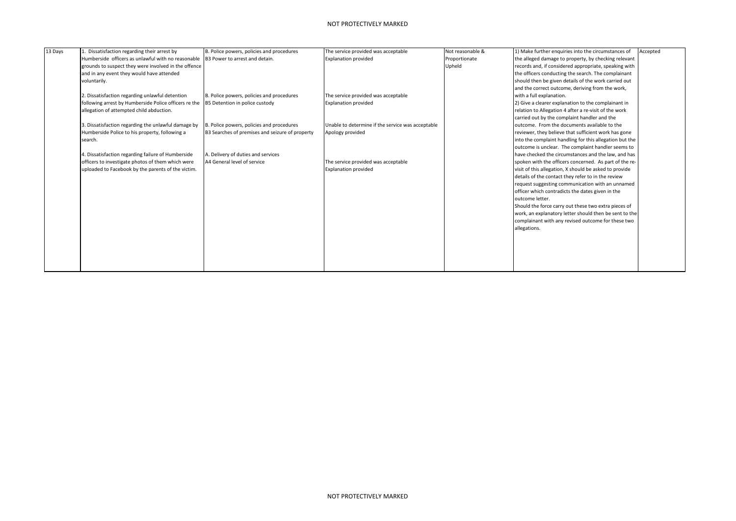| | | | | | | |
|---|---|---|---|---|---|---|
| 13 Days | 1. Dissatisfaction regarding their arrest by Humberside officers as unlawful with no reasonable grounds to suspect they were involved in the offence and in any event they would have attended voluntarily.<br><br>2. Dissatisfaction regarding unlawful detention following arrest by Humberside Police officers re the allegation of attempted child abduction.<br><br>3. Dissatisfaction regarding the unlawful damage by Humberside Police to his property, following a search.<br><br>4. Dissatisfaction regarding failure of Humberside officers to investigate photos of them which were uploaded to Facebook by the parents of the victim. | B. Police powers, policies and procedures<br>B3 Power to arrest and detain.<br><br>B. Police powers, policies and procedures<br>B5 Detention in police custody<br><br>B. Police powers, policies and procedures<br>B3 Searches of premises and seizure of property<br><br>A. Delivery of duties and services<br>A4 General level of service | The service provided was acceptable<br>Explanation provided<br><br>The service provided was acceptable<br>Explanation provided<br><br>Unable to determine if the service was acceptable<br>Apology provided<br><br>The service provided was acceptable<br>Explanation provided | Not reasonable & Proportionate<br>Upheld | 1) Make further enquiries into the circumstances of the alleged damage to property, by checking relevant records and, if considered appropriate, speaking with the officers conducting the search. The complainant should then be given details of the work carried out and the correct outcome, deriving from the work, with a full explanation.<br>2) Give a clearer explanation to the complainant in relation to Allegation 4 after a re-visit of the work carried out by the complaint handler and the outcome. From the documents available to the reviewer, they believe that sufficient work has gone into the complaint handling for this allegation but the outcome is unclear. The complaint handler seems to have checked the circumstances and the law, and has spoken with the officers concerned. As part of the re-visit of this allegation, X should be asked to provide details of the contact they refer to in the review request suggesting communication with an unnamed officer which contradicts the dates given in the outcome letter.<br>Should the force carry out these two extra pieces of work, an explanatory letter should then be sent to the complainant with any revised outcome for these two allegations. | Accepted |